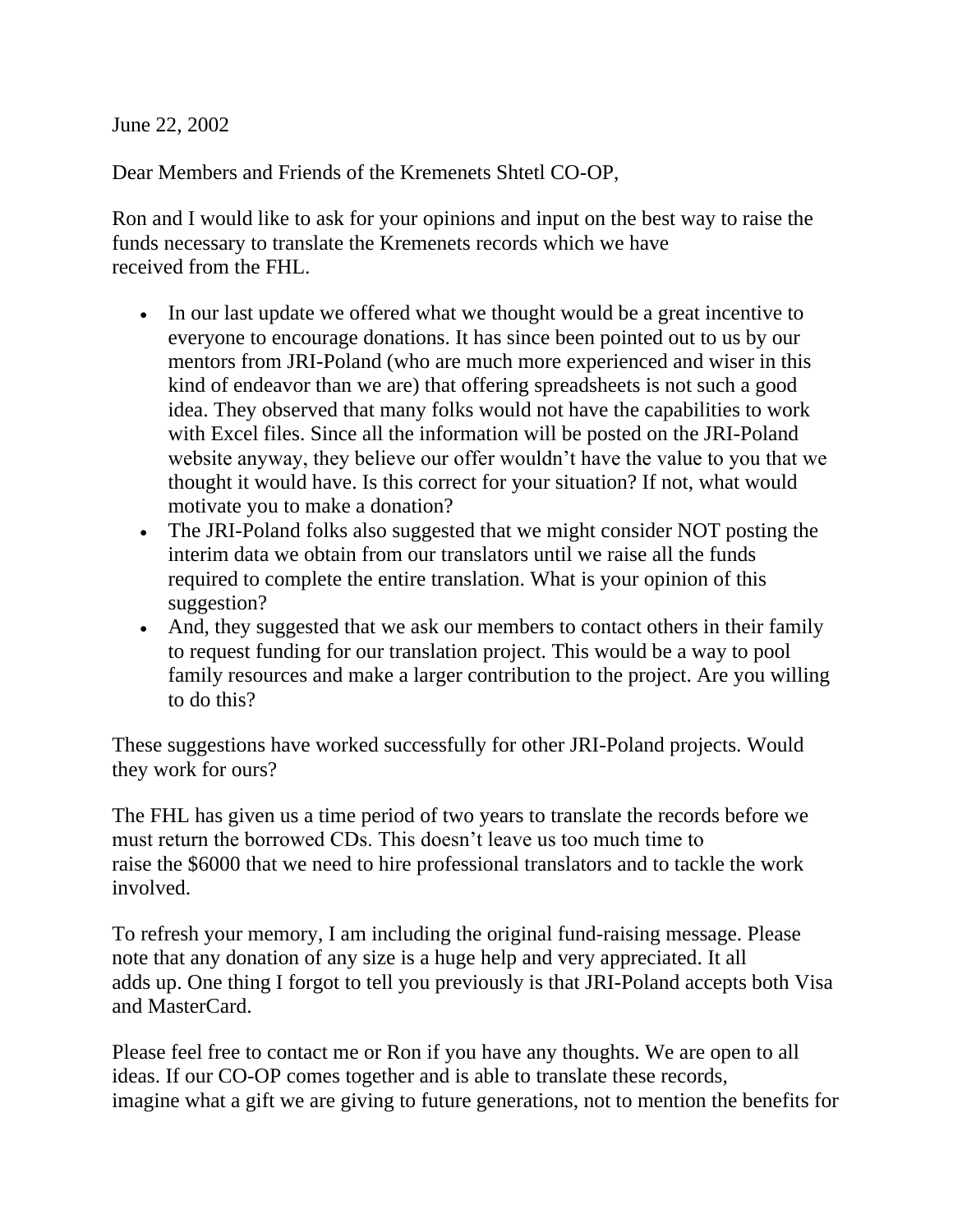June 22, 2002

Dear Members and Friends of the Kremenets Shtetl CO-OP,

Ron and I would like to ask for your opinions and input on the best way to raise the funds necessary to translate the Kremenets records which we have received from the FHL.

- In our last update we offered what we thought would be a great incentive to everyone to encourage donations. It has since been pointed out to us by our mentors from JRI-Poland (who are much more experienced and wiser in this kind of endeavor than we are) that offering spreadsheets is not such a good idea. They observed that many folks would not have the capabilities to work with Excel files. Since all the information will be posted on the JRI-Poland website anyway, they believe our offer wouldn't have the value to you that we thought it would have. Is this correct for your situation? If not, what would motivate you to make a donation?
- The JRI-Poland folks also suggested that we might consider NOT posting the interim data we obtain from our translators until we raise all the funds required to complete the entire translation. What is your opinion of this suggestion?
- And, they suggested that we ask our members to contact others in their family to request funding for our translation project. This would be a way to pool family resources and make a larger contribution to the project. Are you willing to do this?

These suggestions have worked successfully for other JRI-Poland projects. Would they work for ours?

The FHL has given us a time period of two years to translate the records before we must return the borrowed CDs. This doesn't leave us too much time to raise the $6000 that we need to hire professional translators and to tackle the work involved.

To refresh your memory, I am including the original fund-raising message. Please note that any donation of any size is a huge help and very appreciated. It all adds up. One thing I forgot to tell you previously is that JRI-Poland accepts both Visa and MasterCard.

Please feel free to contact me or Ron if you have any thoughts. We are open to all ideas. If our CO-OP comes together and is able to translate these records, imagine what a gift we are giving to future generations, not to mention the benefits for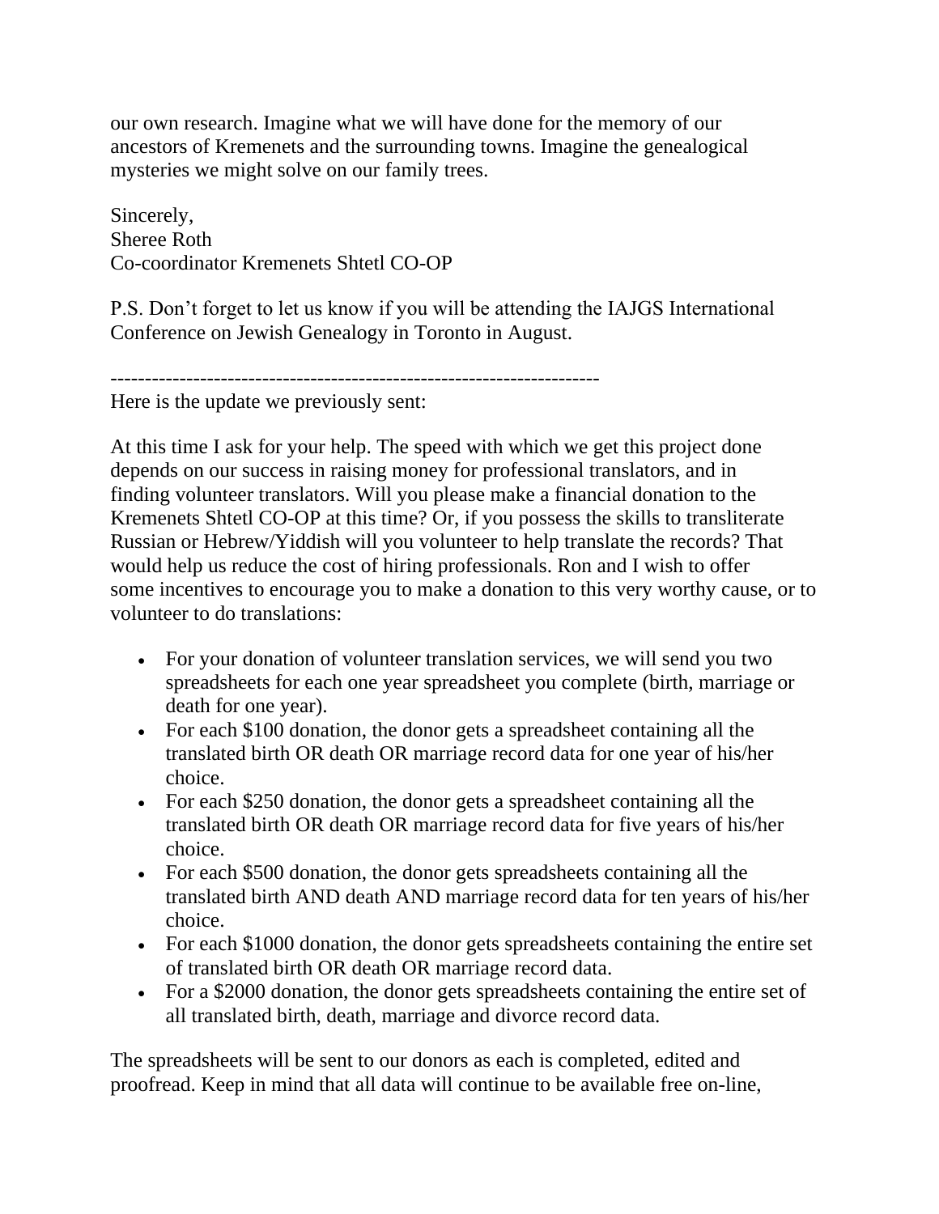our own research. Imagine what we will have done for the memory of our ancestors of Kremenets and the surrounding towns. Imagine the genealogical mysteries we might solve on our family trees.

Sincerely,
Sheree Roth
Co-coordinator Kremenets Shtetl CO-OP

P.S. Don't forget to let us know if you will be attending the IAJGS International Conference on Jewish Genealogy in Toronto in August.

----------------------------------------------------------------------
Here is the update we previously sent:

At this time I ask for your help. The speed with which we get this project done depends on our success in raising money for professional translators, and in finding volunteer translators. Will you please make a financial donation to the Kremenets Shtetl CO-OP at this time? Or, if you possess the skills to transliterate Russian or Hebrew/Yiddish will you volunteer to help translate the records? That would help us reduce the cost of hiring professionals. Ron and I wish to offer some incentives to encourage you to make a donation to this very worthy cause, or to volunteer to do translations:

- For your donation of volunteer translation services, we will send you two spreadsheets for each one year spreadsheet you complete (birth, marriage or death for one year).
- For each $100 donation, the donor gets a spreadsheet containing all the translated birth OR death OR marriage record data for one year of his/her choice.
- For each $250 donation, the donor gets a spreadsheet containing all the translated birth OR death OR marriage record data for five years of his/her choice.
- For each $500 donation, the donor gets spreadsheets containing all the translated birth AND death AND marriage record data for ten years of his/her choice.
- For each $1000 donation, the donor gets spreadsheets containing the entire set of translated birth OR death OR marriage record data.
- For a $2000 donation, the donor gets spreadsheets containing the entire set of all translated birth, death, marriage and divorce record data.

The spreadsheets will be sent to our donors as each is completed, edited and proofread. Keep in mind that all data will continue to be available free on-line,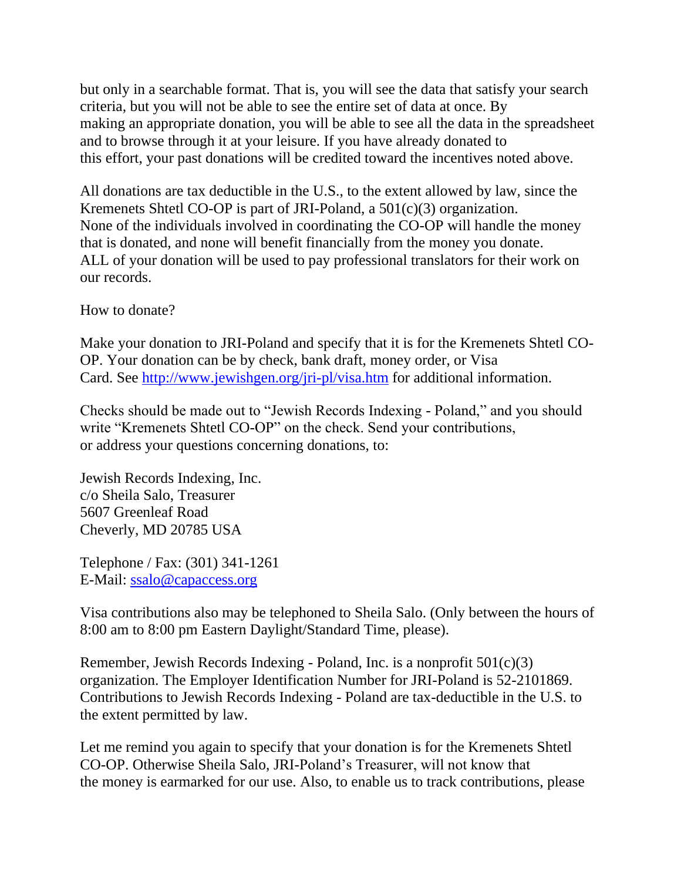but only in a searchable format. That is, you will see the data that satisfy your search criteria, but you will not be able to see the entire set of data at once. By making an appropriate donation, you will be able to see all the data in the spreadsheet and to browse through it at your leisure. If you have already donated to this effort, your past donations will be credited toward the incentives noted above.

All donations are tax deductible in the U.S., to the extent allowed by law, since the Kremenets Shtetl CO-OP is part of JRI-Poland, a 501(c)(3) organization. None of the individuals involved in coordinating the CO-OP will handle the money that is donated, and none will benefit financially from the money you donate. ALL of your donation will be used to pay professional translators for their work on our records.

How to donate?

Make your donation to JRI-Poland and specify that it is for the Kremenets Shtetl CO-OP. Your donation can be by check, bank draft, money order, or Visa Card. See [http://www.jewishgen.org/jri-pl/visa.htm](http://www.jewishgen.org/jri-pl/visa.htm) for additional information.

Checks should be made out to “Jewish Records Indexing - Poland,” and you should write “Kremenets Shtetl CO-OP” on the check. Send your contributions, or address your questions concerning donations, to:

Jewish Records Indexing, Inc.
c/o Sheila Salo, Treasurer
5607 Greenleaf Road
Cheverly, MD 20785 USA

Telephone / Fax: (301) 341-1261
E-Mail: [ssalo@capaccess.org](mailto:ssalo@capaccess.org)

Visa contributions also may be telephoned to Sheila Salo. (Only between the hours of 8:00 am to 8:00 pm Eastern Daylight/Standard Time, please).

Remember, Jewish Records Indexing - Poland, Inc. is a nonprofit 501(c)(3) organization. The Employer Identification Number for JRI-Poland is 52-2101869. Contributions to Jewish Records Indexing - Poland are tax-deductible in the U.S. to the extent permitted by law.

Let me remind you again to specify that your donation is for the Kremenets Shtetl CO-OP. Otherwise Sheila Salo, JRI-Poland’s Treasurer, will not know that the money is earmarked for our use. Also, to enable us to track contributions, please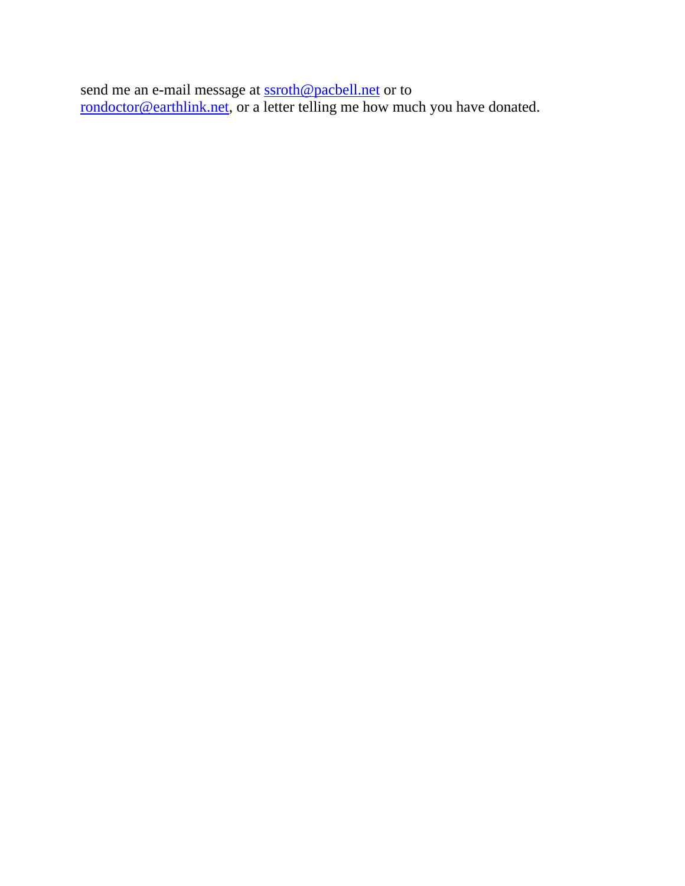send me an e-mail message at ssroth@pacbell.net or to rondoctor@earthlink.net, or a letter telling me how much you have donated.